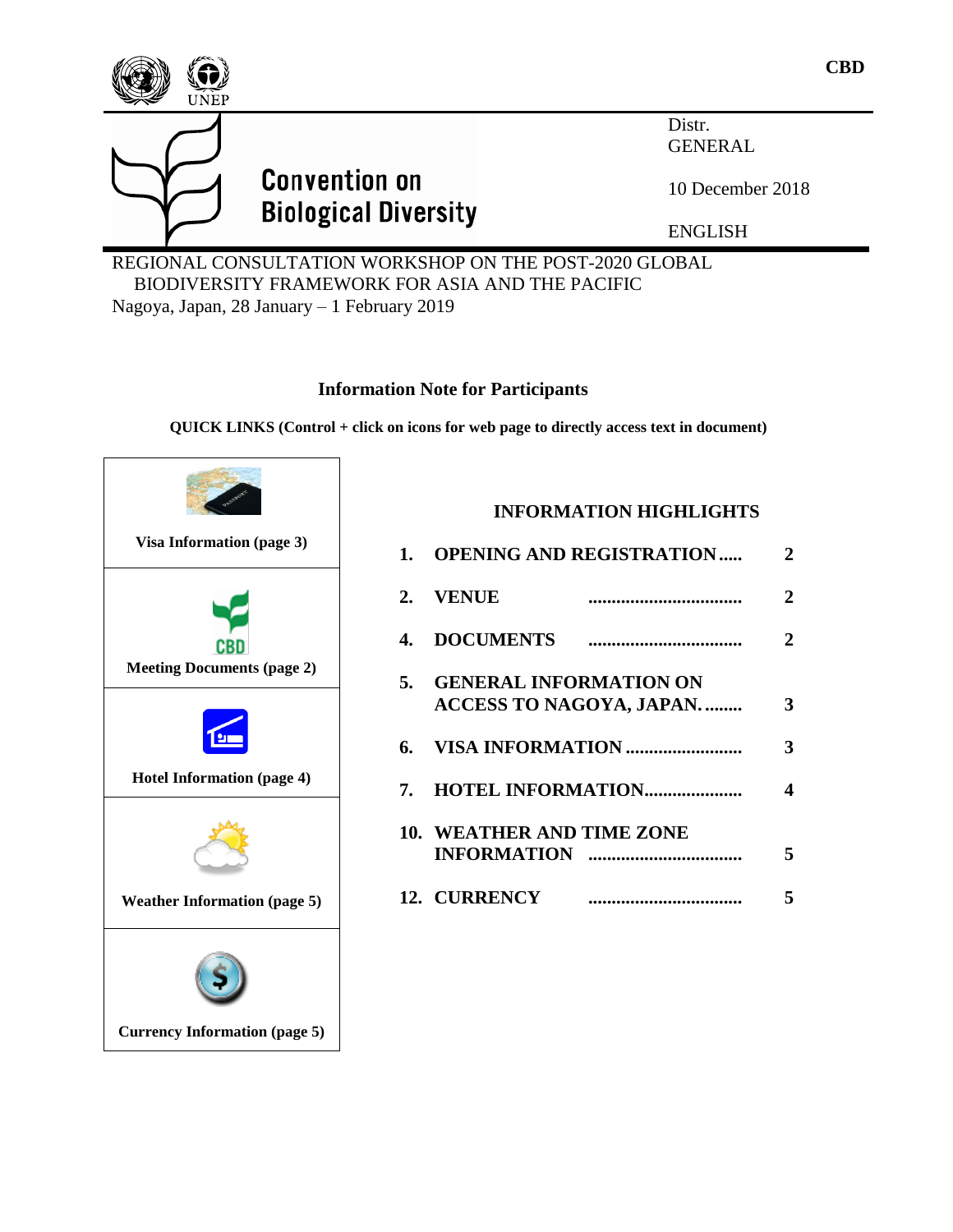CBD

UNEP

# Convention on Biological Diversity

Distr.
GENERAL

10 December 2018

ENGLISH

REGIONAL CONSULTATION WORKSHOP ON THE POST-2020 GLOBAL BIODIVERSITY FRAMEWORK FOR ASIA AND THE PACIFIC
Nagoya, Japan, 28 January – 1 February 2019

## Information Note for Participants

**QUICK LINKS (Control + click on icons for web page to directly access text in document)**

| Quick Links |
|---|
| **Visa Information (page 3)** |
| **Meeting Documents (page 2)** |
| **Hotel Information (page 4)** |
| **Weather Information (page 5)** |
| **Currency Information (page 5)** |

### INFORMATION HIGHLIGHTS

| | | |
|---|---|---|
| **1.** | **OPENING AND REGISTRATION .....** | **2** |
| **2.** | **VENUE .................................** | **2** |
| **4.** | **DOCUMENTS .................................** | **2** |
| **5.** | **GENERAL INFORMATION ON ACCESS TO NAGOYA, JAPAN. ........** | **3** |
| **6.** | **VISA INFORMATION .........................** | **3** |
| **7.** | **HOTEL INFORMATION.....................** | **4** |
| **10.** | **WEATHER AND TIME ZONE INFORMATION .................................** | **5** |
| **12.** | **CURRENCY .................................** | **5** |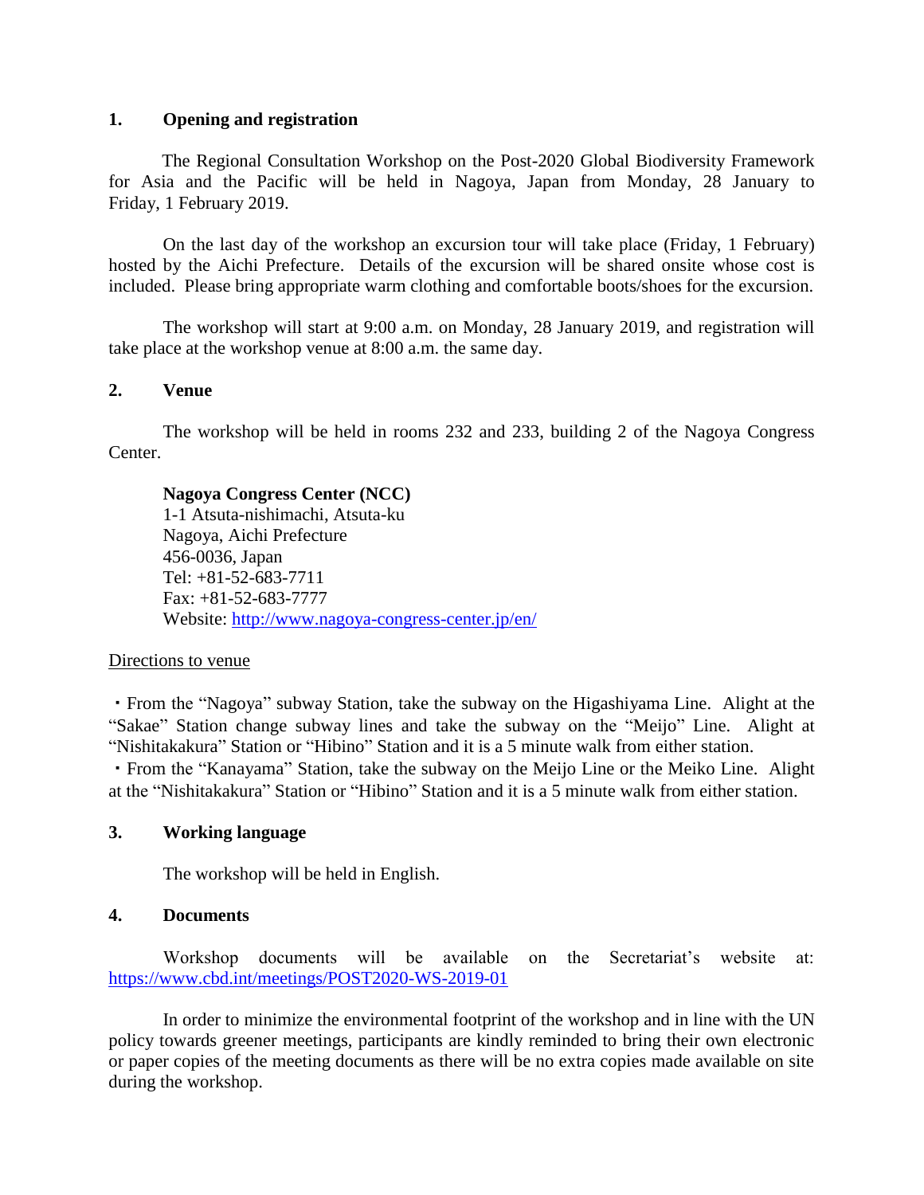## 1. Opening and registration

The Regional Consultation Workshop on the Post-2020 Global Biodiversity Framework for Asia and the Pacific will be held in Nagoya, Japan from Monday, 28 January to Friday, 1 February 2019.

On the last day of the workshop an excursion tour will take place (Friday, 1 February) hosted by the Aichi Prefecture. Details of the excursion will be shared onsite whose cost is included. Please bring appropriate warm clothing and comfortable boots/shoes for the excursion.

The workshop will start at 9:00 a.m. on Monday, 28 January 2019, and registration will take place at the workshop venue at 8:00 a.m. the same day.

## 2. Venue

The workshop will be held in rooms 232 and 233, building 2 of the Nagoya Congress Center.

**Nagoya Congress Center (NCC)**
1-1 Atsuta-nishimachi, Atsuta-ku
Nagoya, Aichi Prefecture
456-0036, Japan
Tel: +81-52-683-7711
Fax: +81-52-683-7777
Website: [http://www.nagoya-congress-center.jp/en/](http://www.nagoya-congress-center.jp/en/)

Directions to venue

・From the "Nagoya" subway Station, take the subway on the Higashiyama Line. Alight at the "Sakae" Station change subway lines and take the subway on the "Meijo" Line. Alight at "Nishitakakura" Station or "Hibino" Station and it is a 5 minute walk from either station.
・From the "Kanayama" Station, take the subway on the Meijo Line or the Meiko Line. Alight at the "Nishitakakura" Station or "Hibino" Station and it is a 5 minute walk from either station.

## 3. Working language

The workshop will be held in English.

## 4. Documents

Workshop documents will be available on the Secretariat's website at: [https://www.cbd.int/meetings/POST2020-WS-2019-01](https://www.cbd.int/meetings/POST2020-WS-2019-01)

In order to minimize the environmental footprint of the workshop and in line with the UN policy towards greener meetings, participants are kindly reminded to bring their own electronic or paper copies of the meeting documents as there will be no extra copies made available on site during the workshop.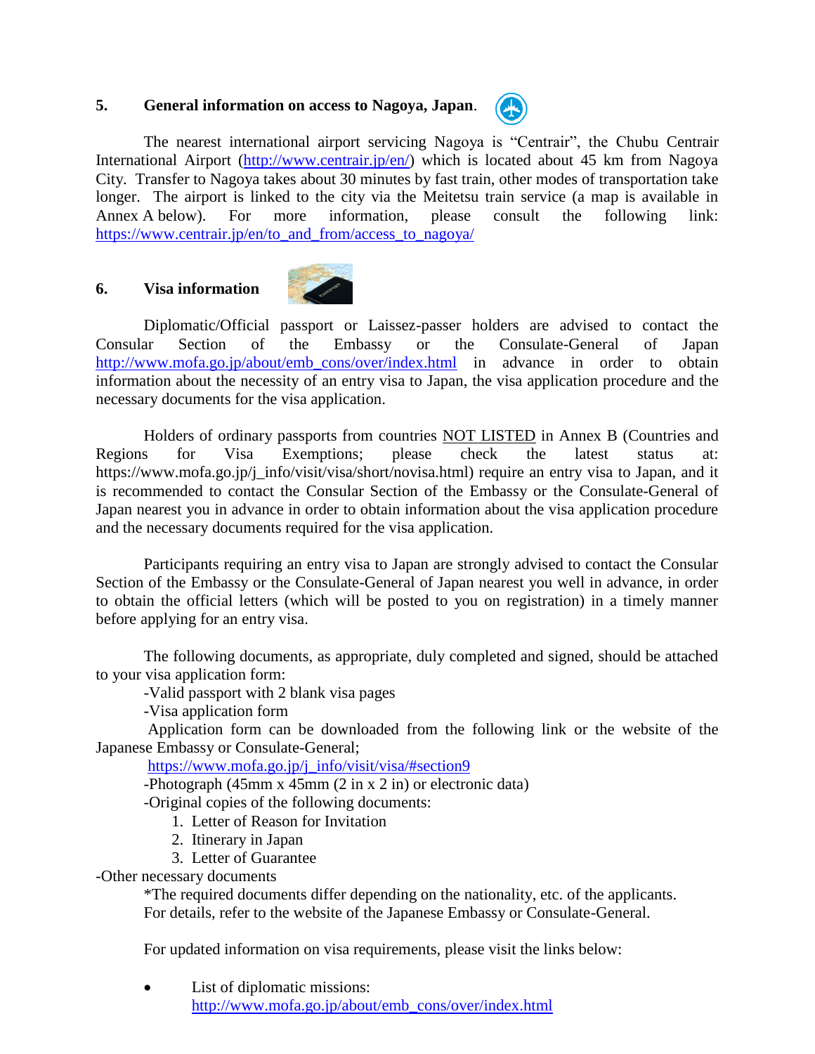## 5. General information on access to Nagoya, Japan.

The nearest international airport servicing Nagoya is "Centrair", the Chubu Centrair International Airport (http://www.centrair.jp/en/) which is located about 45 km from Nagoya City. Transfer to Nagoya takes about 30 minutes by fast train, other modes of transportation take longer. The airport is linked to the city via the Meitetsu train service (a map is available in Annex A below). For more information, please consult the following link: https://www.centrair.jp/en/to_and_from/access_to_nagoya/

## 6. Visa information

Diplomatic/Official passport or Laissez-passer holders are advised to contact the Consular Section of the Embassy or the Consulate-General of Japan http://www.mofa.go.jp/about/emb_cons/over/index.html in advance in order to obtain information about the necessity of an entry visa to Japan, the visa application procedure and the necessary documents for the visa application.

Holders of ordinary passports from countries NOT LISTED in Annex B (Countries and Regions for Visa Exemptions; please check the latest status at: https://www.mofa.go.jp/j_info/visit/visa/short/novisa.html) require an entry visa to Japan, and it is recommended to contact the Consular Section of the Embassy or the Consulate-General of Japan nearest you in advance in order to obtain information about the visa application procedure and the necessary documents required for the visa application.

Participants requiring an entry visa to Japan are strongly advised to contact the Consular Section of the Embassy or the Consulate-General of Japan nearest you well in advance, in order to obtain the official letters (which will be posted to you on registration) in a timely manner before applying for an entry visa.

The following documents, as appropriate, duly completed and signed, should be attached to your visa application form:

-Valid passport with 2 blank visa pages

-Visa application form

Application form can be downloaded from the following link or the website of the Japanese Embassy or Consulate-General;

https://www.mofa.go.jp/j_info/visit/visa/#section9

-Photograph (45mm x 45mm (2 in x 2 in) or electronic data)

-Original copies of the following documents:

1. Letter of Reason for Invitation
2. Itinerary in Japan
3. Letter of Guarantee

-Other necessary documents

*The required documents differ depending on the nationality, etc. of the applicants. For details, refer to the website of the Japanese Embassy or Consulate-General.

For updated information on visa requirements, please visit the links below:

- List of diplomatic missions: http://www.mofa.go.jp/about/emb_cons/over/index.html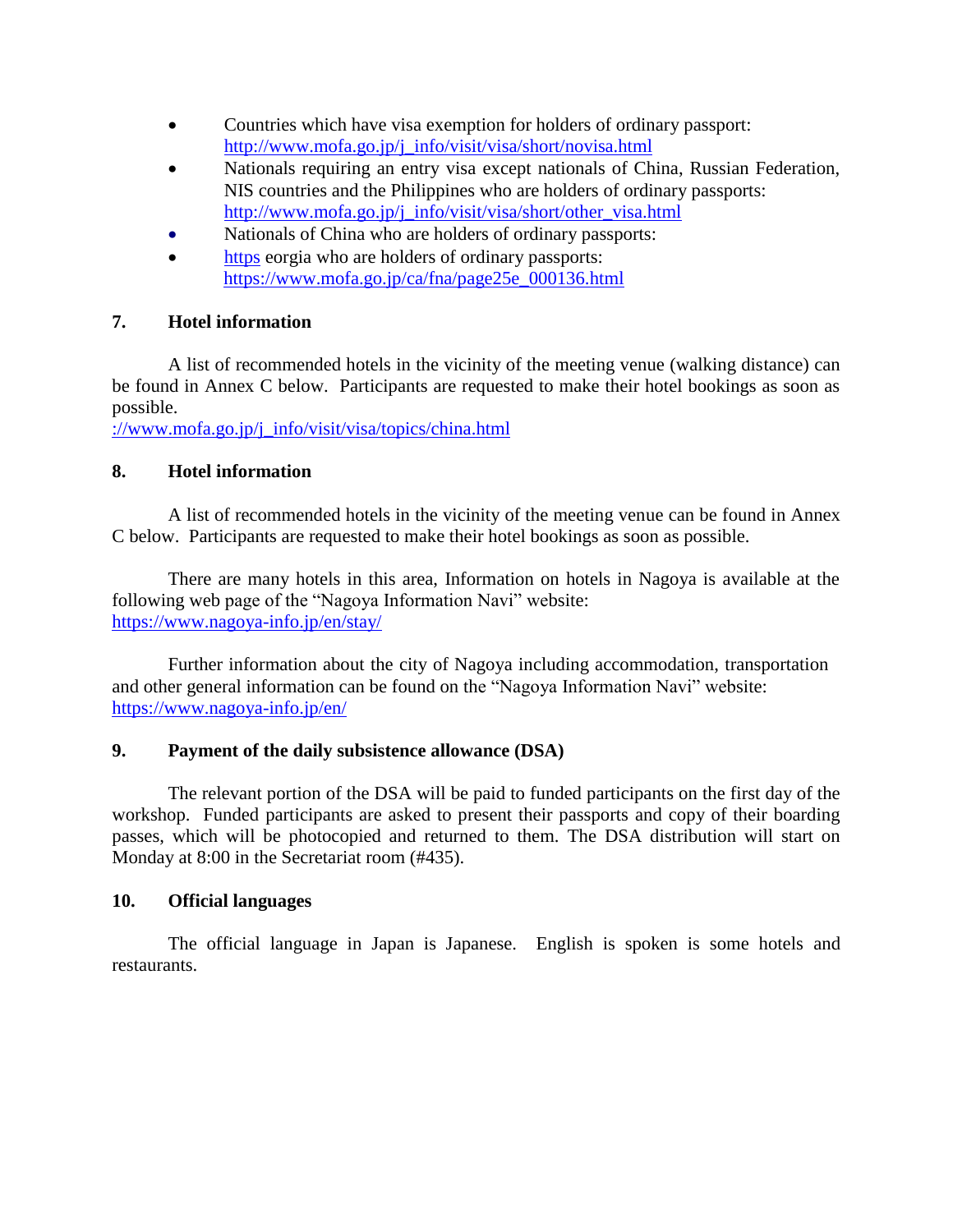- Countries which have visa exemption for holders of ordinary passport: http://www.mofa.go.jp/j_info/visit/visa/short/novisa.html
- Nationals requiring an entry visa except nationals of China, Russian Federation, NIS countries and the Philippines who are holders of ordinary passports: http://www.mofa.go.jp/j_info/visit/visa/short/other_visa.html
- Nationals of China who are holders of ordinary passports:
- https eorgia who are holders of ordinary passports: https://www.mofa.go.jp/ca/fna/page25e_000136.html

## 7. Hotel information

A list of recommended hotels in the vicinity of the meeting venue (walking distance) can be found in Annex C below. Participants are requested to make their hotel bookings as soon as possible.
://www.mofa.go.jp/j_info/visit/visa/topics/china.html

## 8. Hotel information

A list of recommended hotels in the vicinity of the meeting venue can be found in Annex C below. Participants are requested to make their hotel bookings as soon as possible.

There are many hotels in this area, Information on hotels in Nagoya is available at the following web page of the "Nagoya Information Navi" website:
https://www.nagoya-info.jp/en/stay/

Further information about the city of Nagoya including accommodation, transportation and other general information can be found on the "Nagoya Information Navi" website:
https://www.nagoya-info.jp/en/

## 9. Payment of the daily subsistence allowance (DSA)

The relevant portion of the DSA will be paid to funded participants on the first day of the workshop. Funded participants are asked to present their passports and copy of their boarding passes, which will be photocopied and returned to them. The DSA distribution will start on Monday at 8:00 in the Secretariat room (#435).

## 10. Official languages

The official language in Japan is Japanese. English is spoken is some hotels and restaurants.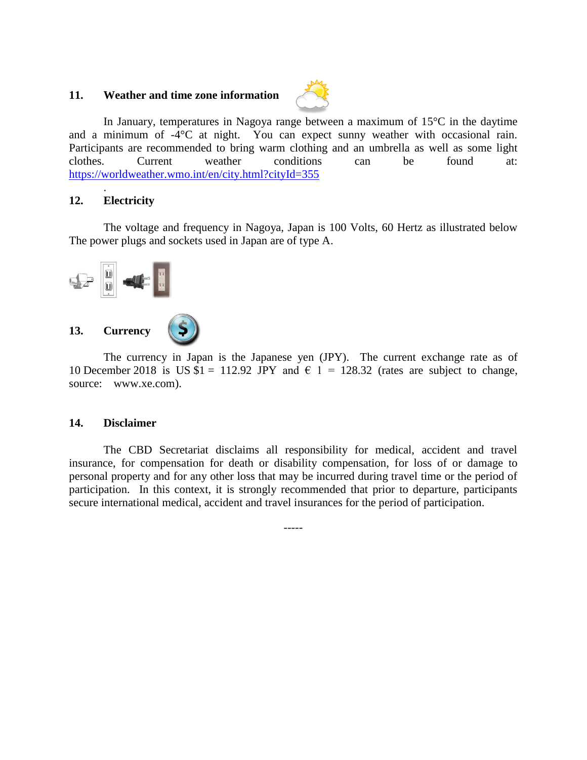## 11. Weather and time zone information

In January, temperatures in Nagoya range between a maximum of 15°C in the daytime and a minimum of -4°C at night. You can expect sunny weather with occasional rain. Participants are recommended to bring warm clothing and an umbrella as well as some light clothes. Current weather conditions can be found at: https://worldweather.wmo.int/en/city.html?cityId=355

.

## 12. Electricity

The voltage and frequency in Nagoya, Japan is 100 Volts, 60 Hertz as illustrated below The power plugs and sockets used in Japan are of type A.

## 13. Currency

The currency in Japan is the Japanese yen (JPY). The current exchange rate as of 10 December 2018 is US $1 = 112.92 JPY and € 1 = 128.32 (rates are subject to change, source: www.xe.com).

## 14. Disclaimer

The CBD Secretariat disclaims all responsibility for medical, accident and travel insurance, for compensation for death or disability compensation, for loss of or damage to personal property and for any other loss that may be incurred during travel time or the period of participation. In this context, it is strongly recommended that prior to departure, participants secure international medical, accident and travel insurances for the period of participation.

-----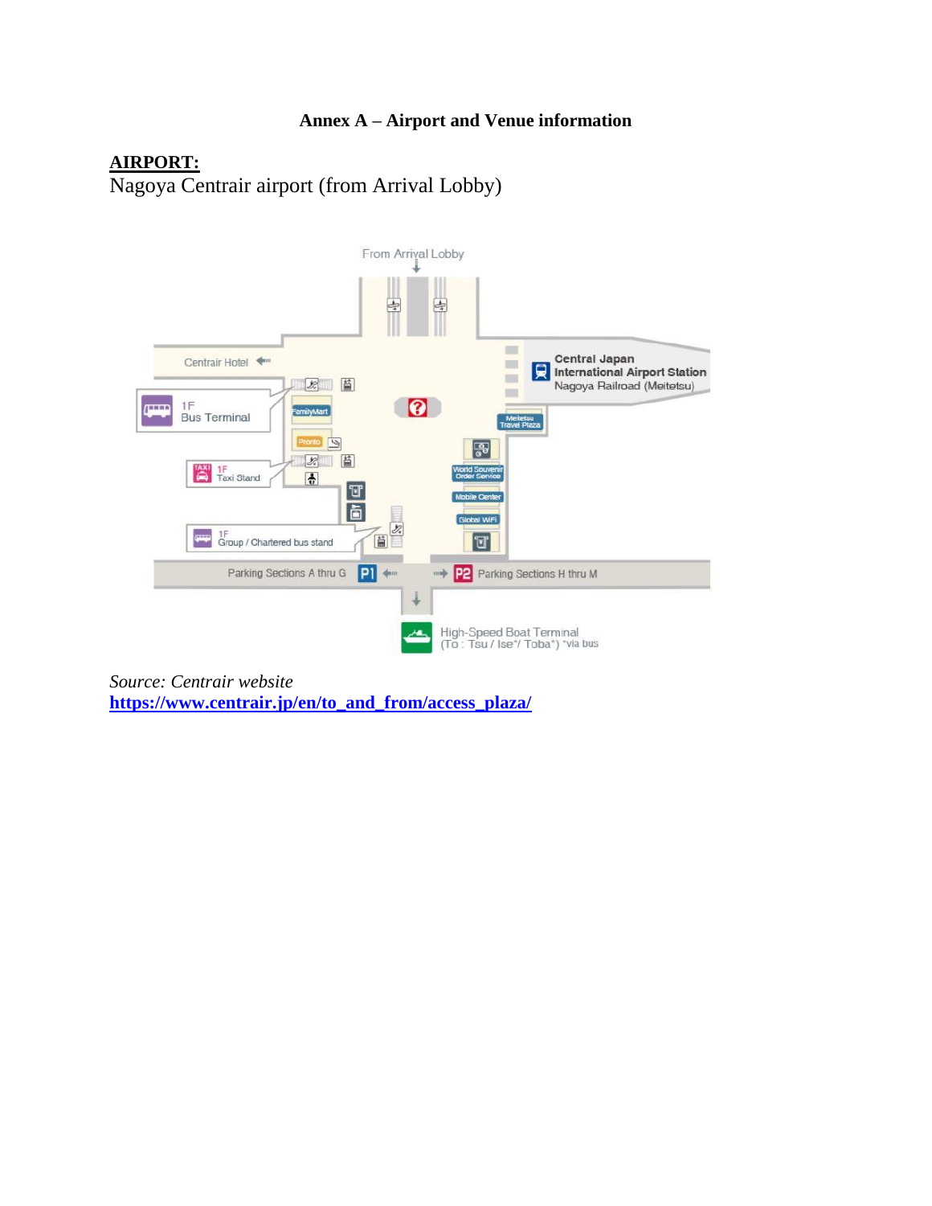**Annex A – Airport and Venue information**

**AIRPORT:**

Nagoya Centrair airport (from Arrival Lobby)

*Source: Centrair website*
**https://www.centrair.jp/en/to_and_from/access_plaza/**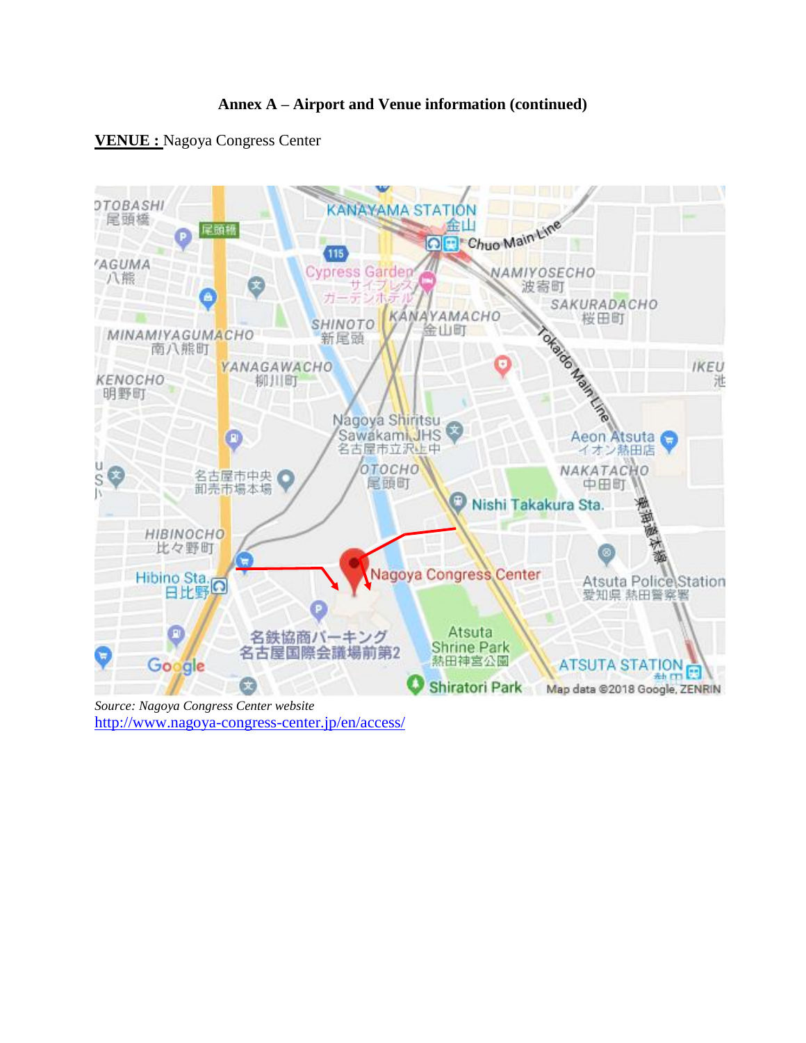**Annex A – Airport and Venue information (continued)**

**VENUE :** Nagoya Congress Center

*Source: Nagoya Congress Center website*
http://www.nagoya-congress-center.jp/en/access/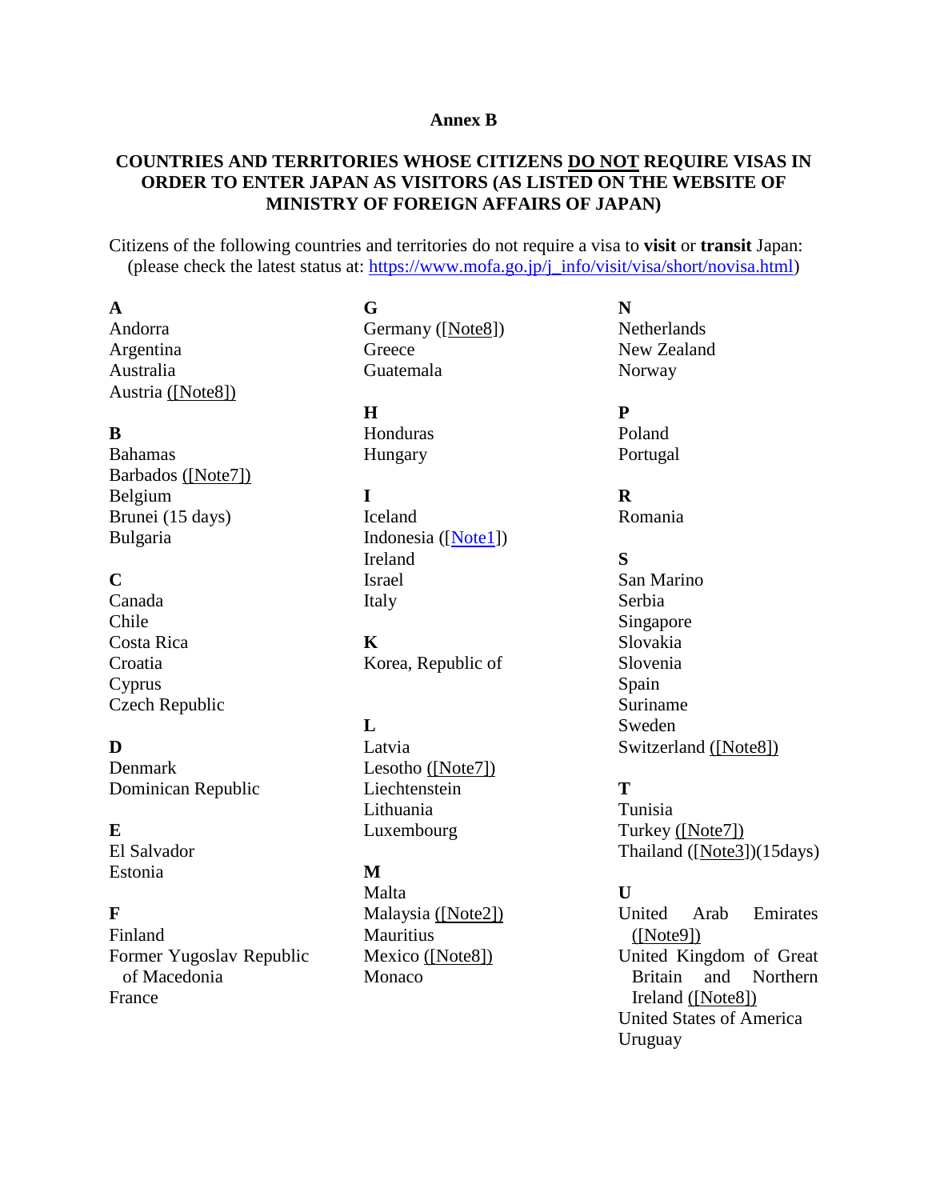**Annex B**

**COUNTRIES AND TERRITORIES WHOSE CITIZENS DO NOT REQUIRE VISAS IN ORDER TO ENTER JAPAN AS VISITORS (AS LISTED ON THE WEBSITE OF MINISTRY OF FOREIGN AFFAIRS OF JAPAN)**

Citizens of the following countries and territories do not require a visa to **visit** or **transit** Japan: (please check the latest status at: https://www.mofa.go.jp/j_info/visit/visa/short/novisa.html)

**A**
Andorra
Argentina
Australia
Austria ([Note8])

**B**
Bahamas
Barbados ([Note7])
Belgium
Brunei (15 days)
Bulgaria

**C**
Canada
Chile
Costa Rica
Croatia
Cyprus
Czech Republic

**D**
Denmark
Dominican Republic

**E**
El Salvador
Estonia

**F**
Finland
Former Yugoslav Republic of Macedonia
France

**G**
Germany ([Note8])
Greece
Guatemala

**H**
Honduras
Hungary

**I**
Iceland
Indonesia ([Note1])
Ireland
Israel
Italy

**K**
Korea, Republic of

**L**
Latvia
Lesotho ([Note7])
Liechtenstein
Lithuania
Luxembourg

**M**
Malta
Malaysia ([Note2])
Mauritius
Mexico ([Note8])
Monaco

**N**
Netherlands
New Zealand
Norway

**P**
Poland
Portugal

**R**
Romania

**S**
San Marino
Serbia
Singapore
Slovakia
Slovenia
Spain
Suriname
Sweden
Switzerland ([Note8])

**T**
Tunisia
Turkey ([Note7])
Thailand ([Note3])(15days)

**U**
United Arab Emirates ([Note9])
United Kingdom of Great Britain and Northern Ireland ([Note8])
United States of America
Uruguay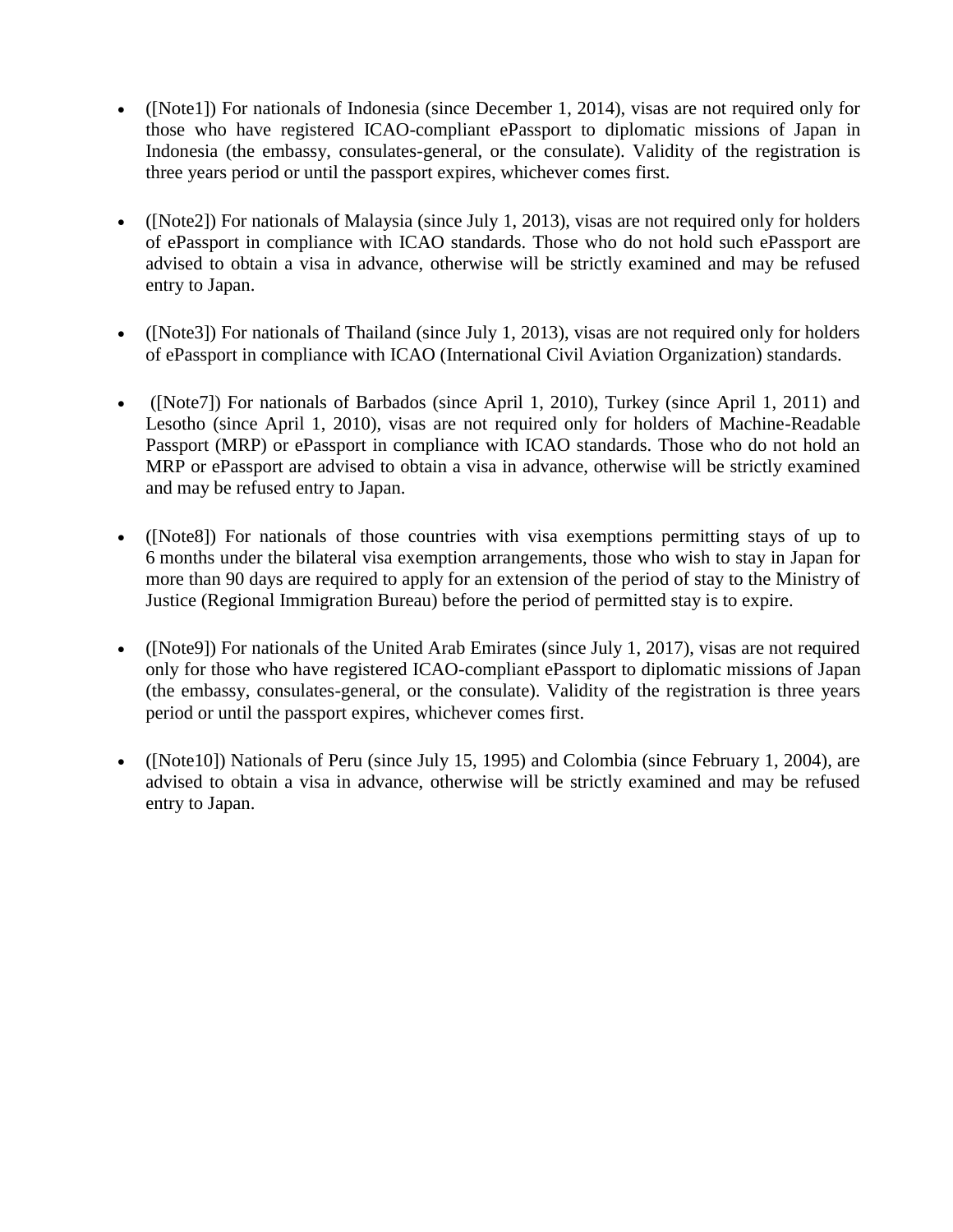- ([Note1]) For nationals of Indonesia (since December 1, 2014), visas are not required only for those who have registered ICAO-compliant ePassport to diplomatic missions of Japan in Indonesia (the embassy, consulates-general, or the consulate). Validity of the registration is three years period or until the passport expires, whichever comes first.

- ([Note2]) For nationals of Malaysia (since July 1, 2013), visas are not required only for holders of ePassport in compliance with ICAO standards. Those who do not hold such ePassport are advised to obtain a visa in advance, otherwise will be strictly examined and may be refused entry to Japan.

- ([Note3]) For nationals of Thailand (since July 1, 2013), visas are not required only for holders of ePassport in compliance with ICAO (International Civil Aviation Organization) standards.

- ([Note7]) For nationals of Barbados (since April 1, 2010), Turkey (since April 1, 2011) and Lesotho (since April 1, 2010), visas are not required only for holders of Machine-Readable Passport (MRP) or ePassport in compliance with ICAO standards. Those who do not hold an MRP or ePassport are advised to obtain a visa in advance, otherwise will be strictly examined and may be refused entry to Japan.

- ([Note8]) For nationals of those countries with visa exemptions permitting stays of up to 6 months under the bilateral visa exemption arrangements, those who wish to stay in Japan for more than 90 days are required to apply for an extension of the period of stay to the Ministry of Justice (Regional Immigration Bureau) before the period of permitted stay is to expire.

- ([Note9]) For nationals of the United Arab Emirates (since July 1, 2017), visas are not required only for those who have registered ICAO-compliant ePassport to diplomatic missions of Japan (the embassy, consulates-general, or the consulate). Validity of the registration is three years period or until the passport expires, whichever comes first.

- ([Note10]) Nationals of Peru (since July 15, 1995) and Colombia (since February 1, 2004), are advised to obtain a visa in advance, otherwise will be strictly examined and may be refused entry to Japan.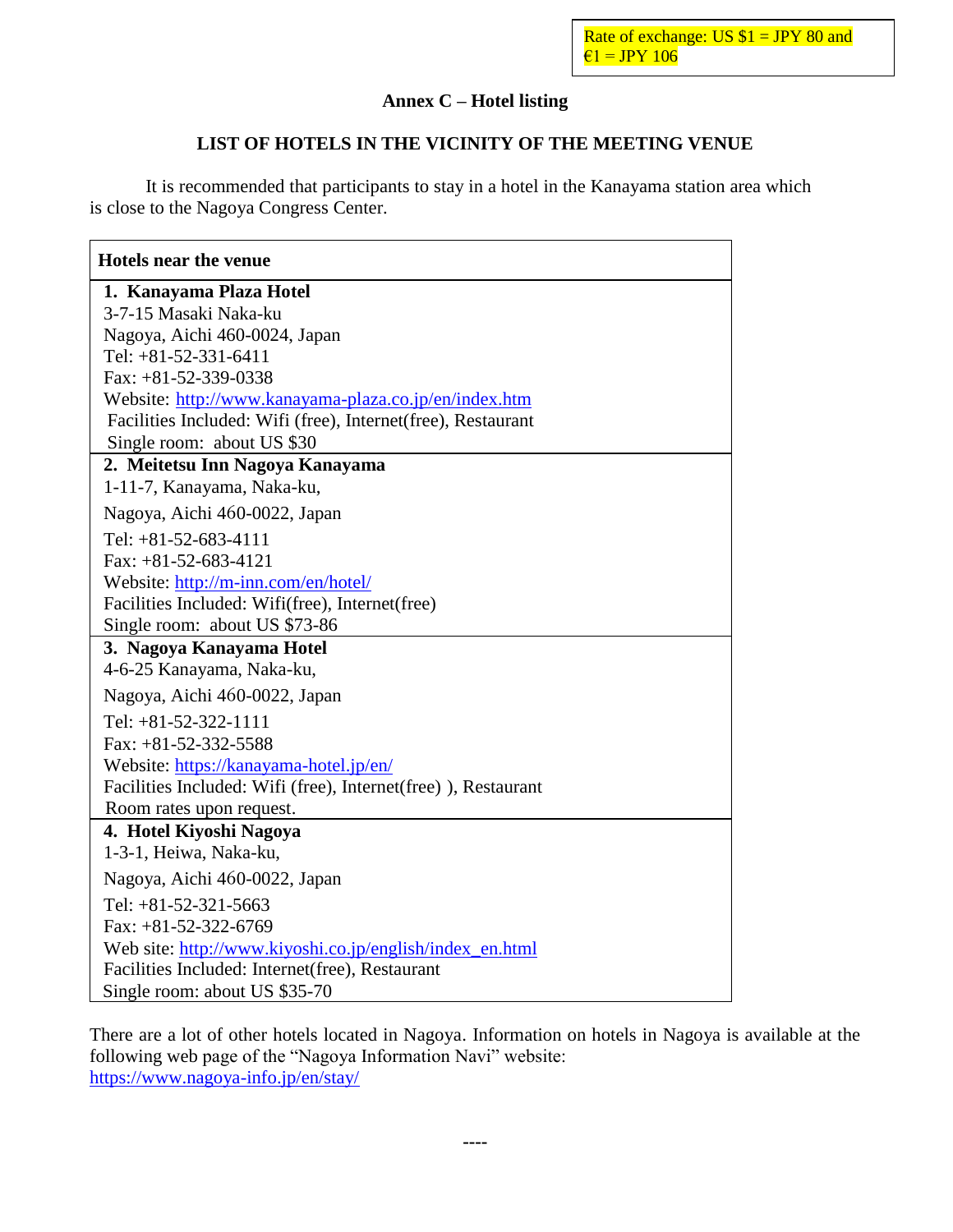Rate of exchange: US $1 = JPY 80 and €1 = JPY 106

## Annex C – Hotel listing

### LIST OF HOTELS IN THE VICINITY OF THE MEETING VENUE

It is recommended that participants to stay in a hotel in the Kanayama station area which is close to the Nagoya Congress Center.

| **Hotels near the venue** |
|---|
| **1. Kanayama Plaza Hotel**<br>3-7-15 Masaki Naka-ku<br>Nagoya, Aichi 460-0024, Japan<br>Tel: +81-52-331-6411<br>Fax: +81-52-339-0338<br>Website: http://www.kanayama-plaza.co.jp/en/index.htm<br>Facilities Included: Wifi (free), Internet(free), Restaurant<br>Single room: about US $30 |
| **2. Meitetsu Inn Nagoya Kanayama**<br>1-11-7, Kanayama, Naka-ku,<br>Nagoya, Aichi 460-0022, Japan<br>Tel: +81-52-683-4111<br>Fax: +81-52-683-4121<br>Website: http://m-inn.com/en/hotel/<br>Facilities Included: Wifi(free), Internet(free)<br>Single room: about US $73-86 |
| **3. Nagoya Kanayama Hotel**<br>4-6-25 Kanayama, Naka-ku,<br>Nagoya, Aichi 460-0022, Japan<br>Tel: +81-52-322-1111<br>Fax: +81-52-332-5588<br>Website: https://kanayama-hotel.jp/en/<br>Facilities Included: Wifi (free), Internet(free) ), Restaurant<br>Room rates upon request. |
| **4. Hotel Kiyoshi Nagoya**<br>1-3-1, Heiwa, Naka-ku,<br>Nagoya, Aichi 460-0022, Japan<br>Tel: +81-52-321-5663<br>Fax: +81-52-322-6769<br>Web site: http://www.kiyoshi.co.jp/english/index_en.html<br>Facilities Included: Internet(free), Restaurant<br>Single room: about US $35-70 |

There are a lot of other hotels located in Nagoya. Information on hotels in Nagoya is available at the following web page of the "Nagoya Information Navi" website: https://www.nagoya-info.jp/en/stay/

----